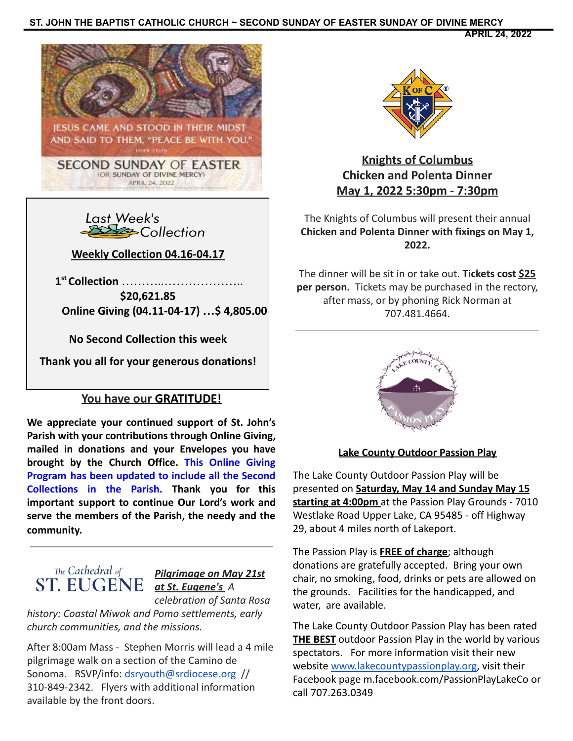# ST. JOHN THE BAPTIST CATHOLIC CHURCH ~ SECOND SUNDAY OF EASTER SUNDAY OF DIVINE MERCY

APRIL 24, 2022

JESUS CAME AND STOOD IN THEIR MIDST AND SAID TO THEM, "PEACE BE WITH YOU."

JOHN 20:19

SECOND SUNDAY OF EASTER

(OR SUNDAY OF DIVINE MERCY)

APRIL 24, 2022

## Last Week's Collection

**Weekly Collection 04.16-04.17**

**1st Collection** ………..……………….. **$20,621.85**

**Online Giving (04.11-04-17) …$ 4,805.00**

**No Second Collection this week**

**Thank you all for your generous donations!**

## You have our GRATITUDE!

**We appreciate your continued support of St. John's Parish with your contributions through Online Giving, mailed in donations and your Envelopes you have brought by the Church Office. This Online Giving Program has been updated to include all the Second Collections in the Parish. Thank you for this important support to continue Our Lord's work and serve the members of the Parish, the needy and the community.**

---

The Cathedral of ST. EUGENE

***Pilgrimage on May 21st at St. Eugene's*** *A celebration of Santa Rosa history: Coastal Miwok and Pomo settlements, early church communities, and the missions.*

After 8:00am Mass - Stephen Morris will lead a 4 mile pilgrimage walk on a section of the Camino de Sonoma. RSVP/info: dsryouth@srdiocese.org // 310-849-2342. Flyers with additional information available by the front doors.

## Knights of Columbus Chicken and Polenta Dinner May 1, 2022 5:30pm - 7:30pm

The Knights of Columbus will present their annual **Chicken and Polenta Dinner with fixings on May 1, 2022.**

The dinner will be sit in or take out. **Tickets cost $25 per person.** Tickets may be purchased in the rectory, after mass, or by phoning Rick Norman at 707.481.4664.

---

## Lake County Outdoor Passion Play

The Lake County Outdoor Passion Play will be presented on **Saturday, May 14 and Sunday May 15 starting at 4:00pm** at the Passion Play Grounds - 7010 Westlake Road Upper Lake, CA 95485 - off Highway 29, about 4 miles north of Lakeport.

The Passion Play is **FREE of charge**; although donations are gratefully accepted. Bring your own chair, no smoking, food, drinks or pets are allowed on the grounds. Facilities for the handicapped, and water, are available.

The Lake County Outdoor Passion Play has been rated **THE BEST** outdoor Passion Play in the world by various spectators. For more information visit their new website www.lakecountypassionplay.org, visit their Facebook page m.facebook.com/PassionPlayLakeCo or call 707.263.0349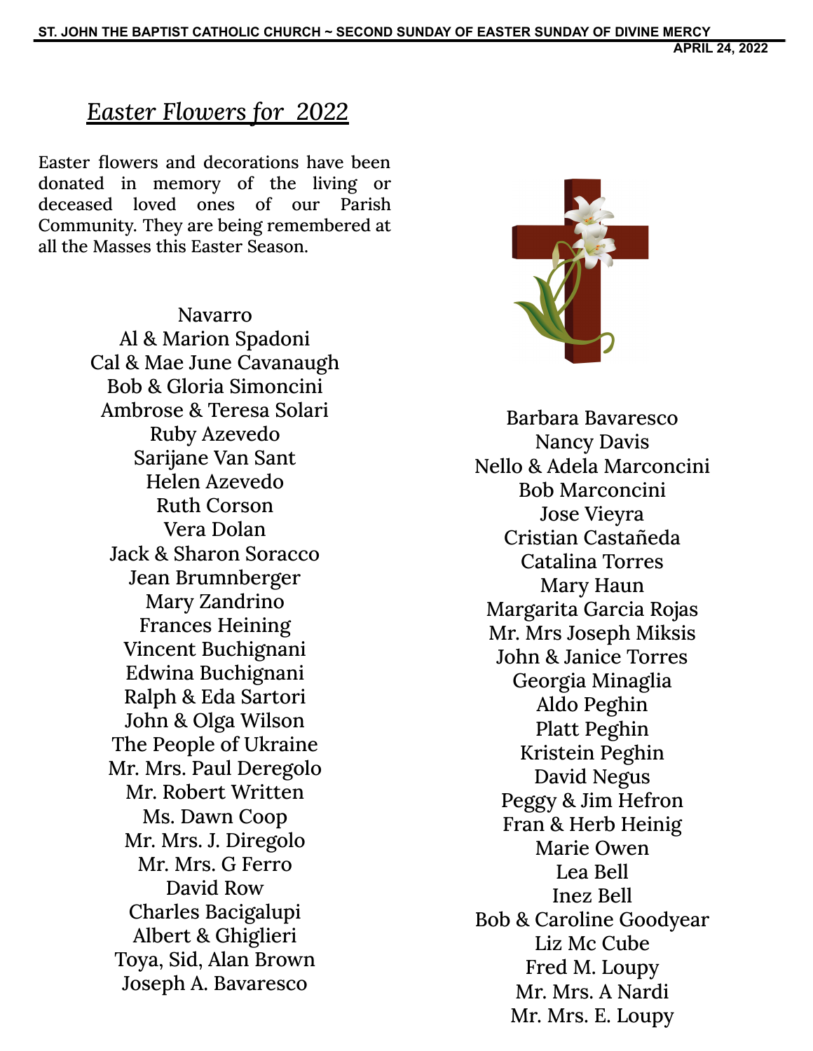## *Easter Flowers for 2022*

Easter flowers and decorations have been donated in memory of the living or deceased loved ones of our Parish Community. They are being remembered at all the Masses this Easter Season.

Navarro
Al & Marion Spadoni
Cal & Mae June Cavanaugh
Bob & Gloria Simoncini
Ambrose & Teresa Solari
Ruby Azevedo
Sarijane Van Sant
Helen Azevedo
Ruth Corson
Vera Dolan
Jack & Sharon Soracco
Jean Brumnberger
Mary Zandrino
Frances Heining
Vincent Buchignani
Edwina Buchignani
Ralph & Eda Sartori
John & Olga Wilson
The People of Ukraine
Mr. Mrs. Paul Deregolo
Mr. Robert Written
Ms. Dawn Coop
Mr. Mrs. J. Diregolo
Mr. Mrs. G Ferro
David Row
Charles Bacigalupi
Albert & Ghiglieri
Toya, Sid, Alan Brown
Joseph A. Bavaresco

Barbara Bavaresco
Nancy Davis
Nello & Adela Marconcini
Bob Marconcini
Jose Vieyra
Cristian Castañeda
Catalina Torres
Mary Haun
Margarita Garcia Rojas
Mr. Mrs Joseph Miksis
John & Janice Torres
Georgia Minaglia
Aldo Peghin
Platt Peghin
Kristein Peghin
David Negus
Peggy & Jim Hefron
Fran & Herb Heinig
Marie Owen
Lea Bell
Inez Bell
Bob & Caroline Goodyear
Liz Mc Cube
Fred M. Loupy
Mr. Mrs. A Nardi
Mr. Mrs. E. Loupy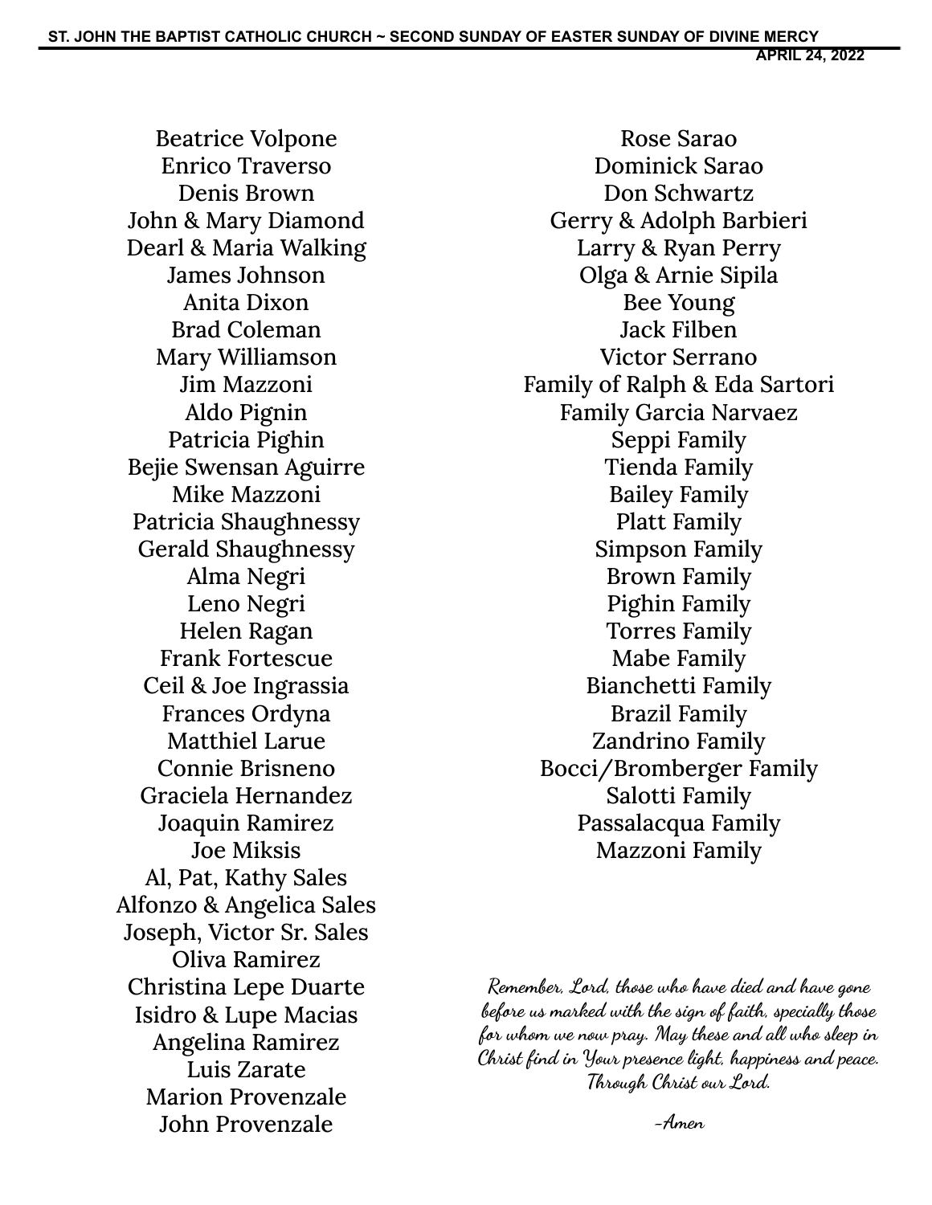Beatrice Volpone
Enrico Traverso
Denis Brown
John & Mary Diamond
Dearl & Maria Walking
James Johnson
Anita Dixon
Brad Coleman
Mary Williamson
Jim Mazzoni
Aldo Pignin
Patricia Pighin
Bejie Swensan Aguirre
Mike Mazzoni
Patricia Shaughnessy
Gerald Shaughnessy
Alma Negri
Leno Negri
Helen Ragan
Frank Fortescue
Ceil & Joe Ingrassia
Frances Ordyna
Matthiel Larue
Connie Brisneno
Graciela Hernandez
Joaquin Ramirez
Joe Miksis
Al, Pat, Kathy Sales
Alfonzo & Angelica Sales
Joseph, Victor Sr. Sales
Oliva Ramirez
Christina Lepe Duarte
Isidro & Lupe Macias
Angelina Ramirez
Luis Zarate
Marion Provenzale
John Provenzale

Rose Sarao
Dominick Sarao
Don Schwartz
Gerry & Adolph Barbieri
Larry & Ryan Perry
Olga & Arnie Sipila
Bee Young
Jack Filben
Victor Serrano
Family of Ralph & Eda Sartori
Family Garcia Narvaez
Seppi Family
Tienda Family
Bailey Family
Platt Family
Simpson Family
Brown Family
Pighin Family
Torres Family
Mabe Family
Bianchetti Family
Brazil Family
Zandrino Family
Bocci/Bromberger Family
Salotti Family
Passalacqua Family
Mazzoni Family

*Remember, Lord, those who have died and have gone before us marked with the sign of faith, specially those for whom we now pray. May these and all who sleep in Christ find in Your presence light, happiness and peace. Through Christ our Lord.*

*-Amen*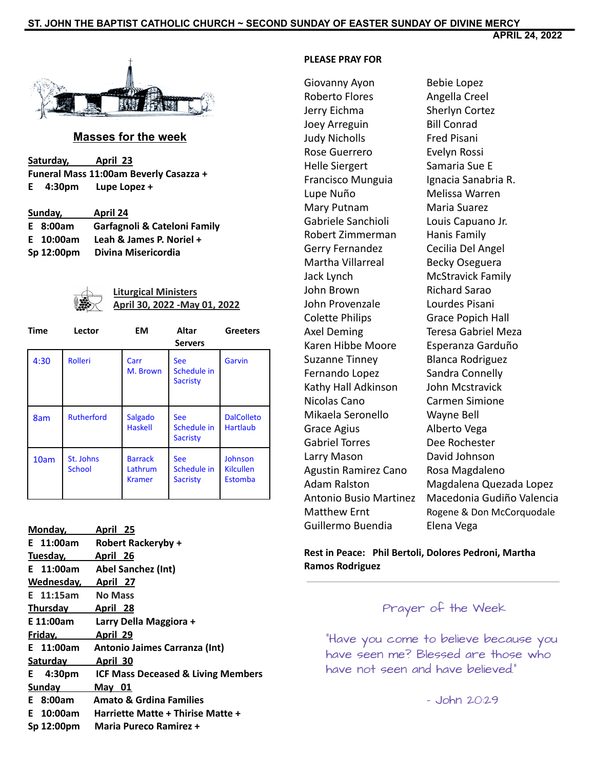**ST. JOHN THE BAPTIST CATHOLIC CHURCH ~ SECOND SUNDAY OF EASTER SUNDAY OF DIVINE MERCY**

**APRIL 24, 2022**

## Masses for the week

**Saturday, April 23**
**Funeral Mass 11:00am Beverly Casazza +**
**E 4:30pm Lupe Lopez +**

**Sunday, April 24**
**E 8:00am Garfagnoli & Cateloni Family**
**E 10:00am Leah & James P. Noriel +**
**Sp 12:00pm Divina Misericordia**

### Liturgical Ministers
### April 30, 2022 -May 01, 2022

| Time | Lector | EM | Altar Servers | Greeters |
|---|---|---|---|---|
| 4:30 | Rolleri | Carr<br>M. Brown | See Schedule in Sacristy | Garvin |
| 8am | Rutherford | Salgado<br>Haskell | See Schedule in Sacristy | DalColleto<br>Hartlaub |
| 10am | St. Johns School | Barrack<br>Lathrum<br>Kramer | See Schedule in Sacristy | Johnson<br>Kilcullen<br>Estomba |

**Monday, April 25**
**E 11:00am Robert Rackeryby +**
**Tuesday, April 26**
**E 11:00am Abel Sanchez (Int)**
**Wednesday, April 27**
**E 11:15am No Mass**
**Thursday April 28**
**E 11:00am Larry Della Maggiora +**
**Friday, April 29**
**E 11:00am Antonio Jaimes Carranza (Int)**
**Saturday April 30**
**E 4:30pm ICF Mass Deceased & Living Members**
**Sunday May 01**
**E 8:00am Amato & Grdina Families**
**E 10:00am Harriette Matte + Thirise Matte +**
**Sp 12:00pm Maria Pureco Ramirez +**

**PLEASE PRAY FOR**

Giovanny Ayon
Roberto Flores
Jerry Eichma
Joey Arreguin
Judy Nicholls
Rose Guerrero
Helle Siergert
Francisco Munguia
Lupe Nuño
Mary Putnam
Gabriele Sanchioli
Robert Zimmerman
Gerry Fernandez
Martha Villarreal
Jack Lynch
John Brown
John Provenzale
Colette Philips
Axel Deming
Karen Hibbe Moore
Suzanne Tinney
Fernando Lopez
Kathy Hall Adkinson
Nicolas Cano
Mikaela Seronello
Grace Agius
Gabriel Torres
Larry Mason
Agustin Ramirez Cano
Adam Ralston
Antonio Busio Martinez
Matthew Ernt
Guillermo Buendia
Bebie Lopez
Angella Creel
Sherlyn Cortez
Bill Conrad
Fred Pisani
Evelyn Rossi
Samaria Sue E
Ignacia Sanabria R.
Melissa Warren
Maria Suarez
Louis Capuano Jr.
Hanis Family
Cecilia Del Angel
Becky Oseguera
McStravick Family
Richard Sarao
Lourdes Pisani
Grace Popich Hall
Teresa Gabriel Meza
Esperanza Garduño
Blanca Rodriguez
Sandra Connelly
John Mcstravick
Carmen Simione
Wayne Bell
Alberto Vega
Dee Rochester
David Johnson
Rosa Magdaleno
Magdalena Quezada Lopez
Macedonia Gudiño Valencia
Rogene & Don McCorquodale
Elena Vega

**Rest in Peace: Phil Bertoli, Dolores Pedroni, Martha Ramos Rodriguez**

---

## Prayer of the Week

"Have you come to believe because you have seen me? Blessed are those who have not seen and have believed."

- John 20:29